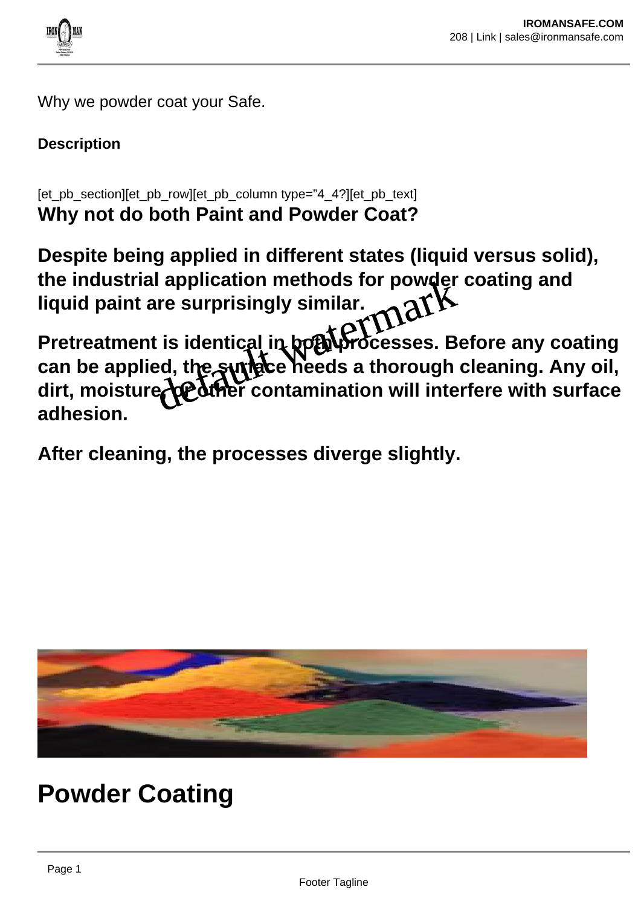Why we powder coat your Safe.

**Description**

[et_pb_section][et_pb_row][et_pb_column type="4_4?][et_pb_text]

**Why not do both Paint and Powder Coat?**

**Despite being applied in different states (liquid versus solid), the industrial application methods for powder coating and liquid paint are surprisingly similar.**

**Pretreatment is identical in both processes. Before any coating can be applied, the surface needs a thorough cleaning. Any oil, dirt, moisture, or other contamination will interfere with surface adhesion.**

**After cleaning, the processes diverge slightly.**

# Powder Coating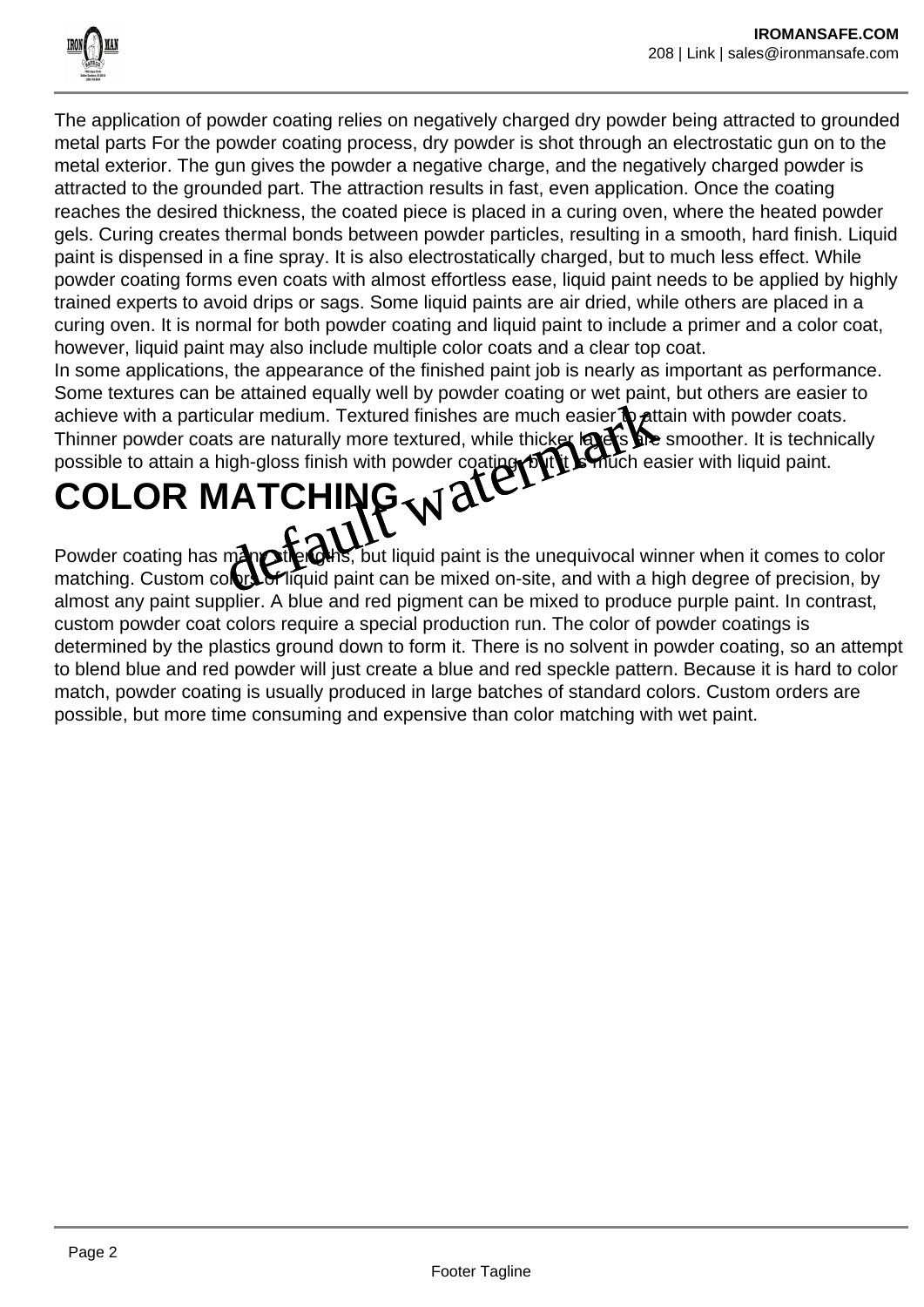The application of powder coating relies on negatively charged dry powder being attracted to grounded metal parts For the powder coating process, dry powder is shot through an electrostatic gun on to the metal exterior. The gun gives the powder a negative charge, and the negatively charged powder is attracted to the grounded part. The attraction results in fast, even application. Once the coating reaches the desired thickness, the coated piece is placed in a curing oven, where the heated powder gels. Curing creates thermal bonds between powder particles, resulting in a smooth, hard finish. Liquid paint is dispensed in a fine spray. It is also electrostatically charged, but to much less effect. While powder coating forms even coats with almost effortless ease, liquid paint needs to be applied by highly trained experts to avoid drips or sags. Some liquid paints are air dried, while others are placed in a curing oven. It is normal for both powder coating and liquid paint to include a primer and a color coat, however, liquid paint may also include multiple color coats and a clear top coat.
In some applications, the appearance of the finished paint job is nearly as important as performance. Some textures can be attained equally well by powder coating or wet paint, but others are easier to achieve with a particular medium. Textured finishes are much easier to attain with powder coats. Thinner powder coats are naturally more textured, while thicker layers are smoother. It is technically possible to attain a high-gloss finish with powder coating, but it is much easier with liquid paint.

# COLOR MATCHING

Powder coating has many strengths, but liquid paint is the unequivocal winner when it comes to color matching. Custom colors of liquid paint can be mixed on-site, and with a high degree of precision, by almost any paint supplier. A blue and red pigment can be mixed to produce purple paint. In contrast, custom powder coat colors require a special production run. The color of powder coatings is determined by the plastics ground down to form it. There is no solvent in powder coating, so an attempt to blend blue and red powder will just create a blue and red speckle pattern. Because it is hard to color match, powder coating is usually produced in large batches of standard colors. Custom orders are possible, but more time consuming and expensive than color matching with wet paint.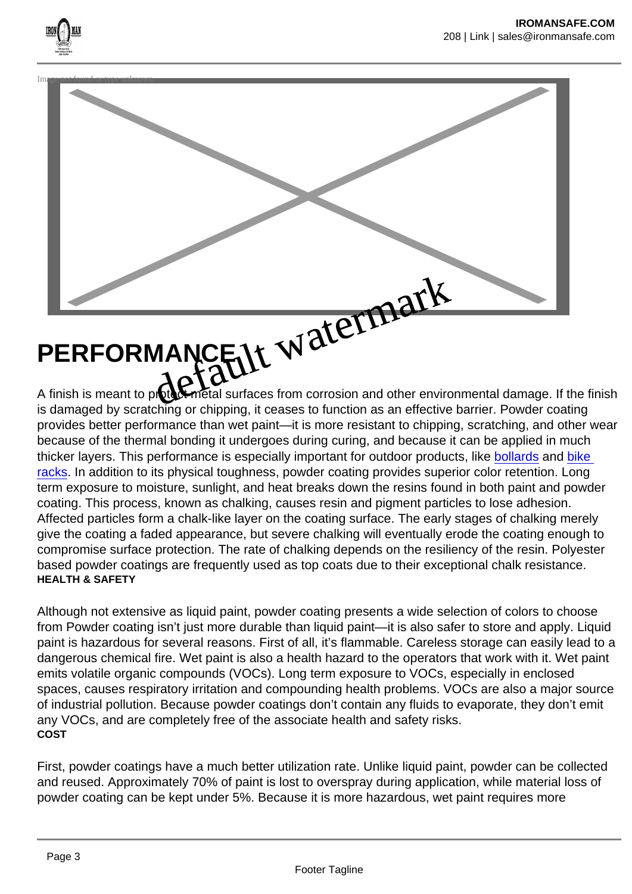# PERFORMANCE

A finish is meant to protect metal surfaces from corrosion and other environmental damage. If the finish is damaged by scratching or chipping, it ceases to function as an effective barrier. Powder coating provides better performance than wet paint—it is more resistant to chipping, scratching, and other wear because of the thermal bonding it undergoes during curing, and because it can be applied in much thicker layers. This performance is especially important for outdoor products, like bollards and bike racks. In addition to its physical toughness, powder coating provides superior color retention. Long term exposure to moisture, sunlight, and heat breaks down the resins found in both paint and powder coating. This process, known as chalking, causes resin and pigment particles to lose adhesion. Affected particles form a chalk-like layer on the coating surface. The early stages of chalking merely give the coating a faded appearance, but severe chalking will eventually erode the coating enough to compromise surface protection. The rate of chalking depends on the resiliency of the resin. Polyester based powder coatings are frequently used as top coats due to their exceptional chalk resistance.

**HEALTH & SAFETY**

Although not extensive as liquid paint, powder coating presents a wide selection of colors to choose from Powder coating isn't just more durable than liquid paint—it is also safer to store and apply. Liquid paint is hazardous for several reasons. First of all, it's flammable. Careless storage can easily lead to a dangerous chemical fire. Wet paint is also a health hazard to the operators that work with it. Wet paint emits volatile organic compounds (VOCs). Long term exposure to VOCs, especially in enclosed spaces, causes respiratory irritation and compounding health problems. VOCs are also a major source of industrial pollution. Because powder coatings don't contain any fluids to evaporate, they don't emit any VOCs, and are completely free of the associate health and safety risks.

**COST**

First, powder coatings have a much better utilization rate. Unlike liquid paint, powder can be collected and reused. Approximately 70% of paint is lost to overspray during application, while material loss of powder coating can be kept under 5%. Because it is more hazardous, wet paint requires more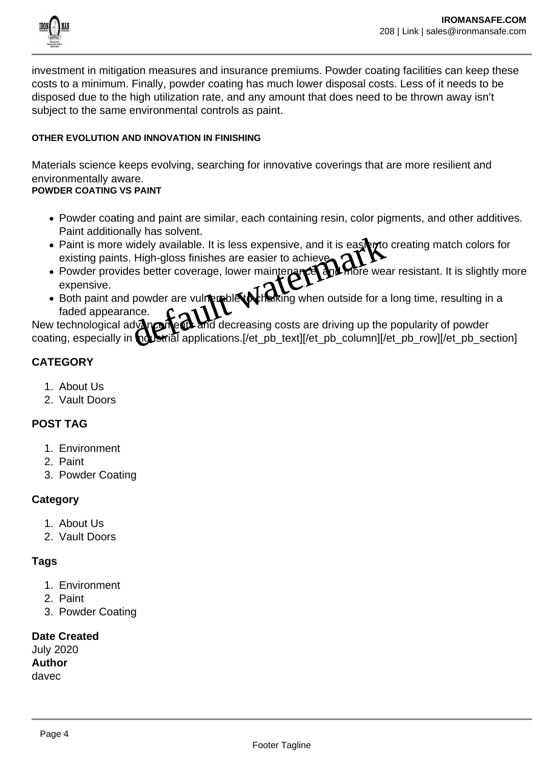investment in mitigation measures and insurance premiums. Powder coating facilities can keep these costs to a minimum. Finally, powder coating has much lower disposal costs. Less of it needs to be disposed due to the high utilization rate, and any amount that does need to be thrown away isn't subject to the same environmental controls as paint.

#### OTHER EVOLUTION AND INNOVATION IN FINISHING

Materials science keeps evolving, searching for innovative coverings that are more resilient and environmentally aware.

#### POWDER COATING VS PAINT

- Powder coating and paint are similar, each containing resin, color pigments, and other additives. Paint additionally has solvent.
- Paint is more widely available. It is less expensive, and it is easier to creating match colors for existing paints. High-gloss finishes are easier to achieve.
- Powder provides better coverage, lower maintenance, and more wear resistant. It is slightly more expensive.
- Both paint and powder are vulnerable to chalking when outside for a long time, resulting in a faded appearance.

New technological advancements and decreasing costs are driving up the popularity of powder coating, especially in industrial applications.[/et_pb_text][/et_pb_column][/et_pb_row][/et_pb_section]

### CATEGORY

1. About Us
2. Vault Doors

### POST TAG

1. Environment
2. Paint
3. Powder Coating

### Category

1. About Us
2. Vault Doors

### Tags

1. Environment
2. Paint
3. Powder Coating

**Date Created**
July 2020
**Author**
davec